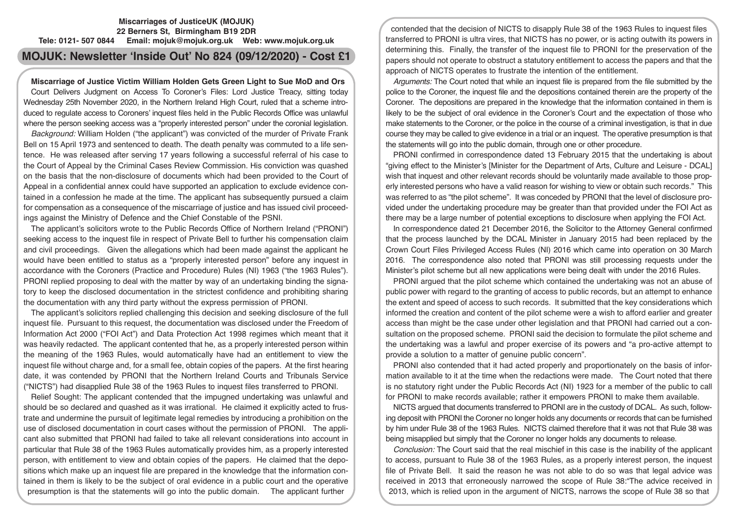**Miscarriages of JusticeUK (MOJUK)**
**22 Berners St, Birmingham B19 2DR**
**Tele: 0121- 507 0844 Email: mojuk@mojuk.org.uk Web: www.mojuk.org.uk**

# MOJUK: Newsletter 'Inside Out' No 824 (09/12/2020) - Cost £1

## Miscarriage of Justice Victim William Holden Gets Green Light to Sue MoD and Ors

Court Delivers Judgment on Access To Coroner's Files: Lord Justice Treacy, sitting today Wednesday 25th November 2020, in the Northern Ireland High Court, ruled that a scheme introduced to regulate access to Coroners' inquest files held in the Public Records Office was unlawful where the person seeking access was a "properly interested person" under the coronial legislation.

*Background:* William Holden ("the applicant") was convicted of the murder of Private Frank Bell on 15 April 1973 and sentenced to death. The death penalty was commuted to a life sentence. He was released after serving 17 years following a successful referral of his case to the Court of Appeal by the Criminal Cases Review Commission. His conviction was quashed on the basis that the non-disclosure of documents which had been provided to the Court of Appeal in a confidential annex could have supported an application to exclude evidence contained in a confession he made at the time. The applicant has subsequently pursued a claim for compensation as a consequence of the miscarriage of justice and has issued civil proceedings against the Ministry of Defence and the Chief Constable of the PSNI.

The applicant's solicitors wrote to the Public Records Office of Northern Ireland ("PRONI") seeking access to the inquest file in respect of Private Bell to further his compensation claim and civil proceedings. Given the allegations which had been made against the applicant he would have been entitled to status as a "properly interested person" before any inquest in accordance with the Coroners (Practice and Procedure) Rules (NI) 1963 ("the 1963 Rules"). PRONI replied proposing to deal with the matter by way of an undertaking binding the signatory to keep the disclosed documentation in the strictest confidence and prohibiting sharing the documentation with any third party without the express permission of PRONI.

The applicant's solicitors replied challenging this decision and seeking disclosure of the full inquest file. Pursuant to this request, the documentation was disclosed under the Freedom of Information Act 2000 ("FOI Act") and Data Protection Act 1998 regimes which meant that it was heavily redacted. The applicant contended that he, as a properly interested person within the meaning of the 1963 Rules, would automatically have had an entitlement to view the inquest file without charge and, for a small fee, obtain copies of the papers. At the first hearing date, it was contended by PRONI that the Northern Ireland Courts and Tribunals Service ("NICTS") had disapplied Rule 38 of the 1963 Rules to inquest files transferred to PRONI.

Relief Sought: The applicant contended that the impugned undertaking was unlawful and should be so declared and quashed as it was irrational. He claimed it explicitly acted to frustrate and undermine the pursuit of legitimate legal remedies by introducing a prohibition on the use of disclosed documentation in court cases without the permission of PRONI. The applicant also submitted that PRONI had failed to take all relevant considerations into account in particular that Rule 38 of the 1963 Rules automatically provides him, as a properly interested person, with entitlement to view and obtain copies of the papers. He claimed that the depositions which make up an inquest file are prepared in the knowledge that the information contained in them is likely to be the subject of oral evidence in a public court and the operative presumption is that the statements will go into the public domain. The applicant further contended that the decision of NICTS to disapply Rule 38 of the 1963 Rules to inquest files transferred to PRONI is ultra vires, that NICTS has no power, or is acting outwith its powers in determining this. Finally, the transfer of the inquest file to PRONI for the preservation of the papers should not operate to obstruct a statutory entitlement to access the papers and that the approach of NICTS operates to frustrate the intention of the entitlement.

*Arguments:* The Court noted that while an inquest file is prepared from the file submitted by the police to the Coroner, the inquest file and the depositions contained therein are the property of the Coroner. The depositions are prepared in the knowledge that the information contained in them is likely to be the subject of oral evidence in the Coroner's Court and the expectation of those who make statements to the Coroner, or the police in the course of a criminal investigation, is that in due course they may be called to give evidence in a trial or an inquest. The operative presumption is that the statements will go into the public domain, through one or other procedure.

PRONI confirmed in correspondence dated 13 February 2015 that the undertaking is about "giving effect to the Minister's [Minister for the Department of Arts, Culture and Leisure - DCAL] wish that inquest and other relevant records should be voluntarily made available to those properly interested persons who have a valid reason for wishing to view or obtain such records." This was referred to as "the pilot scheme". It was conceded by PRONI that the level of disclosure provided under the undertaking procedure may be greater than that provided under the FOI Act as there may be a large number of potential exceptions to disclosure when applying the FOI Act.

In correspondence dated 21 December 2016, the Solicitor to the Attorney General confirmed that the process launched by the DCAL Minister in January 2015 had been replaced by the Crown Court Files Privileged Access Rules (NI) 2016 which came into operation on 30 March 2016. The correspondence also noted that PRONI was still processing requests under the Minister's pilot scheme but all new applications were being dealt with under the 2016 Rules.

PRONI argued that the pilot scheme which contained the undertaking was not an abuse of public power with regard to the granting of access to public records, but an attempt to enhance the extent and speed of access to such records. It submitted that the key considerations which informed the creation and content of the pilot scheme were a wish to afford earlier and greater access than might be the case under other legislation and that PRONI had carried out a consultation on the proposed scheme. PRONI said the decision to formulate the pilot scheme and the undertaking was a lawful and proper exercise of its powers and "a pro-active attempt to provide a solution to a matter of genuine public concern".

PRONI also contended that it had acted properly and proportionately on the basis of information available to it at the time when the redactions were made. The Court noted that there is no statutory right under the Public Records Act (NI) 1923 for a member of the public to call for PRONI to make records available; rather it empowers PRONI to make them available.

NICTS argued that documents transferred to PRONI are in the custody of DCAL. As such, following deposit with PRONI the Coroner no longer holds any documents or records that can be furnished by him under Rule 38 of the 1963 Rules. NICTS claimed therefore that it was not that Rule 38 was being misapplied but simply that the Coroner no longer holds any documents to release.

*Conclusion:* The Court said that the real mischief in this case is the inability of the applicant to access, pursuant to Rule 38 of the 1963 Rules, as a properly interest person, the inquest file of Private Bell. It said the reason he was not able to do so was that legal advice was received in 2013 that erroneously narrowed the scope of Rule 38:"The advice received in 2013, which is relied upon in the argument of NICTS, narrows the scope of Rule 38 so that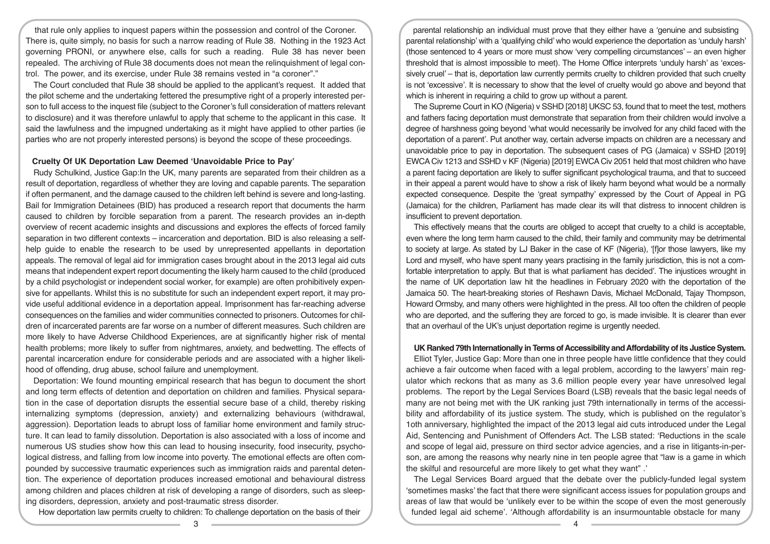that rule only applies to inquest papers within the possession and control of the Coroner. There is, quite simply, no basis for such a narrow reading of Rule 38. Nothing in the 1923 Act governing PRONI, or anywhere else, calls for such a reading. Rule 38 has never been repealed. The archiving of Rule 38 documents does not mean the relinquishment of legal control. The power, and its exercise, under Rule 38 remains vested in "a coroner"."

The Court concluded that Rule 38 should be applied to the applicant's request. It added that the pilot scheme and the undertaking fettered the presumptive right of a properly interested person to full access to the inquest file (subject to the Coroner's full consideration of matters relevant to disclosure) and it was therefore unlawful to apply that scheme to the applicant in this case. It said the lawfulness and the impugned undertaking as it might have applied to other parties (ie parties who are not properly interested persons) is beyond the scope of these proceedings.

## Cruelty Of UK Deportation Law Deemed 'Unavoidable Price to Pay'

Rudy Schulkind, Justice Gap:In the UK, many parents are separated from their children as a result of deportation, regardless of whether they are loving and capable parents. The separation if often permanent, and the damage caused to the children left behind is severe and long-lasting. Bail for Immigration Detainees (BID) has produced a research report that documents the harm caused to children by forcible separation from a parent. The research provides an in-depth overview of recent academic insights and discussions and explores the effects of forced family separation in two different contexts – incarceration and deportation. BID is also releasing a self-help guide to enable the research to be used by unrepresented appellants in deportation appeals. The removal of legal aid for immigration cases brought about in the 2013 legal aid cuts means that independent expert report documenting the likely harm caused to the child (produced by a child psychologist or independent social worker, for example) are often prohibitively expensive for appellants. Whilst this is no substitute for such an independent expert report, it may provide useful additional evidence in a deportation appeal. Imprisonment has far-reaching adverse consequences on the families and wider communities connected to prisoners. Outcomes for children of incarcerated parents are far worse on a number of different measures. Such children are more likely to have Adverse Childhood Experiences, are at significantly higher risk of mental health problems; more likely to suffer from nightmares, anxiety, and bedwetting. The effects of parental incarceration endure for considerable periods and are associated with a higher likelihood of offending, drug abuse, school failure and unemployment.

Deportation: We found mounting empirical research that has begun to document the short and long term effects of detention and deportation on children and families. Physical separation in the case of deportation disrupts the essential secure base of a child, thereby risking internalizing symptoms (depression, anxiety) and externalizing behaviours (withdrawal, aggression). Deportation leads to abrupt loss of familiar home environment and family structure. It can lead to family dissolution. Deportation is also associated with a loss of income and numerous US studies show how this can lead to housing insecurity, food insecurity, psychological distress, and falling from low income into poverty. The emotional effects are often compounded by successive traumatic experiences such as immigration raids and parental detention. The experience of deportation produces increased emotional and behavioural distress among children and places children at risk of developing a range of disorders, such as sleeping disorders, depression, anxiety and post-traumatic stress disorder.

How deportation law permits cruelty to children: To challenge deportation on the basis of their parental relationship an individual must prove that they either have a 'genuine and subsisting parental relationship' with a 'qualifying child' who would experience the deportation as 'unduly harsh' (those sentenced to 4 years or more must show 'very compelling circumstances' – an even higher threshold that is almost impossible to meet). The Home Office interprets 'unduly harsh' as 'excessively cruel' – that is, deportation law currently permits cruelty to children provided that such cruelty is not 'excessive'. It is necessary to show that the level of cruelty would go above and beyond that which is inherent in requiring a child to grow up without a parent.

The Supreme Court in KO (Nigeria) v SSHD [2018] UKSC 53, found that to meet the test, mothers and fathers facing deportation must demonstrate that separation from their children would involve a degree of harshness going beyond 'what would necessarily be involved for any child faced with the deportation of a parent'. Put another way, certain adverse impacts on children are a necessary and unavoidable price to pay in deportation. The subsequent cases of PG (Jamaica) v SSHD [2019] EWCA Civ 1213 and SSHD v KF (Nigeria) [2019] EWCA Civ 2051 held that most children who have a parent facing deportation are likely to suffer significant psychological trauma, and that to succeed in their appeal a parent would have to show a risk of likely harm beyond what would be a normally expected consequence. Despite the 'great sympathy' expressed by the Court of Appeal in PG (Jamaica) for the children, Parliament has made clear its will that distress to innocent children is insufficient to prevent deportation.

This effectively means that the courts are obliged to accept that cruelty to a child is acceptable, even where the long term harm caused to the child, their family and community may be detrimental to society at large. As stated by LJ Baker in the case of KF (Nigeria), '[f]or those lawyers, like my Lord and myself, who have spent many years practising in the family jurisdiction, this is not a comfortable interpretation to apply. But that is what parliament has decided'. The injustices wrought in the name of UK deportation law hit the headlines in February 2020 with the deportation of the Jamaica 50. The heart-breaking stories of Reshawn Davis, Michael McDonald, Tajay Thompson, Howard Ormsby, and many others were highlighted in the press. All too often the children of people who are deported, and the suffering they are forced to go, is made invisible. It is clearer than ever that an overhaul of the UK's unjust deportation regime is urgently needed.

## UK Ranked 79th Internationally in Terms of Accessibility and Affordability of its Justice System.

Elliot Tyler, Justice Gap: More than one in three people have little confidence that they could achieve a fair outcome when faced with a legal problem, according to the lawyers' main regulator which reckons that as many as 3.6 million people every year have unresolved legal problems. The report by the Legal Services Board (LSB) reveals that the basic legal needs of many are not being met with the UK ranking just 79th internationally in terms of the accessibility and affordability of its justice system. The study, which is published on the regulator's 1oth anniversary, highlighted the impact of the 2013 legal aid cuts introduced under the Legal Aid, Sentencing and Punishment of Offenders Act. The LSB stated: 'Reductions in the scale and scope of legal aid, pressure on third sector advice agencies, and a rise in litigants-in-person, are among the reasons why nearly nine in ten people agree that "law is a game in which the skilful and resourceful are more likely to get what they want" .'

The Legal Services Board argued that the debate over the publicly-funded legal system 'sometimes masks' the fact that there were significant access issues for population groups and areas of law that would be 'unlikely ever to be within the scope of even the most generously funded legal aid scheme'. 'Although affordability is an insurmountable obstacle for many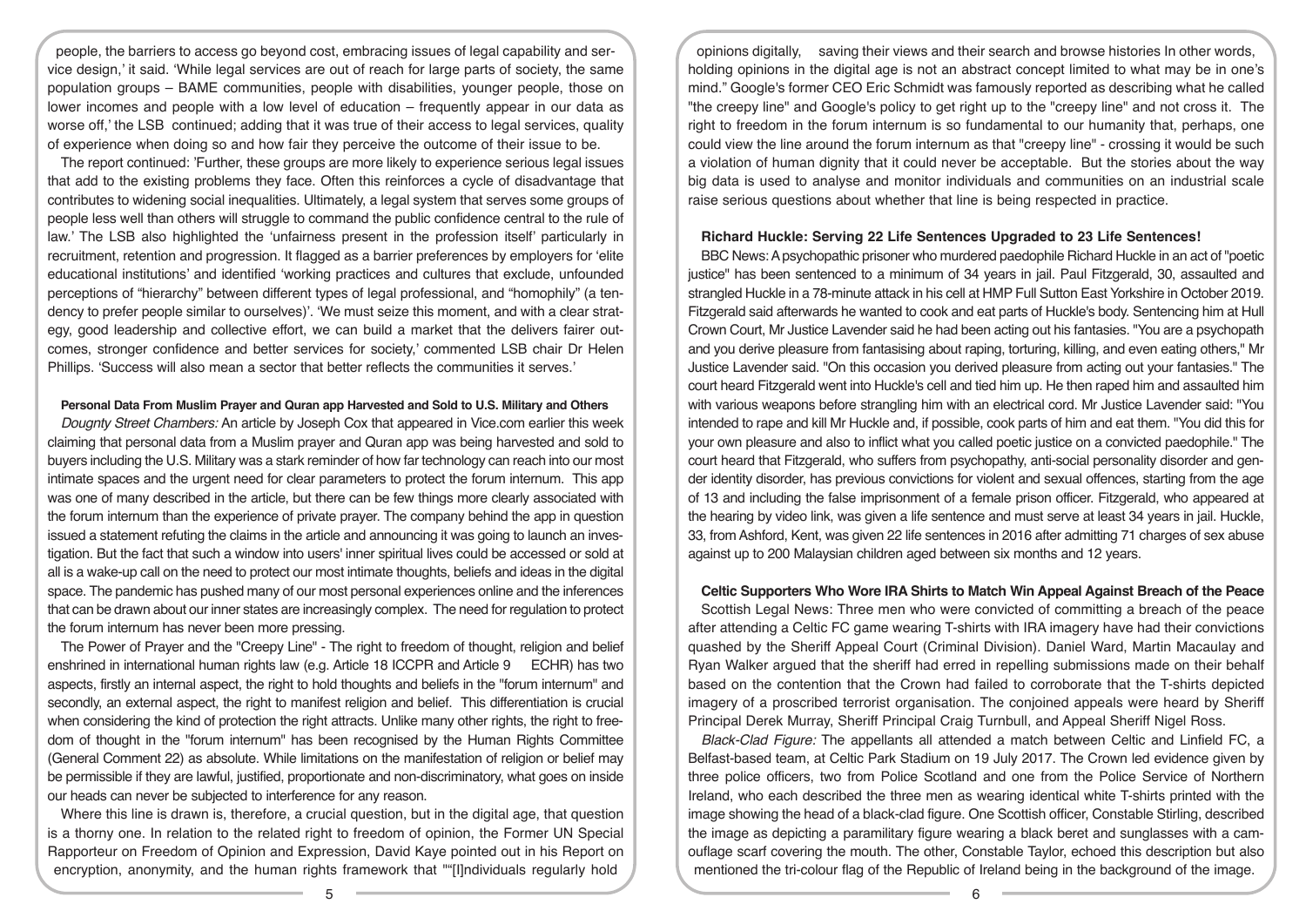people, the barriers to access go beyond cost, embracing issues of legal capability and service design,' it said. 'While legal services are out of reach for large parts of society, the same population groups – BAME communities, people with disabilities, younger people, those on lower incomes and people with a low level of education – frequently appear in our data as worse off,' the LSB continued; adding that it was true of their access to legal services, quality of experience when doing so and how fair they perceive the outcome of their issue to be.

The report continued: 'Further, these groups are more likely to experience serious legal issues that add to the existing problems they face. Often this reinforces a cycle of disadvantage that contributes to widening social inequalities. Ultimately, a legal system that serves some groups of people less well than others will struggle to command the public confidence central to the rule of law.' The LSB also highlighted the 'unfairness present in the profession itself' particularly in recruitment, retention and progression. It flagged as a barrier preferences by employers for 'elite educational institutions' and identified 'working practices and cultures that exclude, unfounded perceptions of "hierarchy" between different types of legal professional, and "homophily" (a tendency to prefer people similar to ourselves)'. 'We must seize this moment, and with a clear strategy, good leadership and collective effort, we can build a market that the delivers fairer outcomes, stronger confidence and better services for society,' commented LSB chair Dr Helen Phillips. 'Success will also mean a sector that better reflects the communities it serves.'

**Personal Data From Muslim Prayer and Quran app Harvested and Sold to U.S. Military and Others**

*Dougnty Street Chambers:* An article by Joseph Cox that appeared in Vice.com earlier this week claiming that personal data from a Muslim prayer and Quran app was being harvested and sold to buyers including the U.S. Military was a stark reminder of how far technology can reach into our most intimate spaces and the urgent need for clear parameters to protect the forum internum. This app was one of many described in the article, but there can be few things more clearly associated with the forum internum than the experience of private prayer. The company behind the app in question issued a statement refuting the claims in the article and announcing it was going to launch an investigation. But the fact that such a window into users' inner spiritual lives could be accessed or sold at all is a wake-up call on the need to protect our most intimate thoughts, beliefs and ideas in the digital space. The pandemic has pushed many of our most personal experiences online and the inferences that can be drawn about our inner states are increasingly complex. The need for regulation to protect the forum internum has never been more pressing.

The Power of Prayer and the "Creepy Line" - The right to freedom of thought, religion and belief enshrined in international human rights law (e.g. Article 18 ICCPR and Article 9 ECHR) has two aspects, firstly an internal aspect, the right to hold thoughts and beliefs in the "forum internum" and secondly, an external aspect, the right to manifest religion and belief. This differentiation is crucial when considering the kind of protection the right attracts. Unlike many other rights, the right to freedom of thought in the "forum internum" has been recognised by the Human Rights Committee (General Comment 22) as absolute. While limitations on the manifestation of religion or belief may be permissible if they are lawful, justified, proportionate and non-discriminatory, what goes on inside our heads can never be subjected to interference for any reason.

Where this line is drawn is, therefore, a crucial question, but in the digital age, that question is a thorny one. In relation to the related right to freedom of opinion, the Former UN Special Rapporteur on Freedom of Opinion and Expression, David Kaye pointed out in his Report on encryption, anonymity, and the human rights framework that ""[I]ndividuals regularly hold opinions digitally, saving their views and their search and browse histories In other words, holding opinions in the digital age is not an abstract concept limited to what may be in one's mind." Google's former CEO Eric Schmidt was famously reported as describing what he called "the creepy line" and Google's policy to get right up to the "creepy line" and not cross it. The right to freedom in the forum internum is so fundamental to our humanity that, perhaps, one could view the line around the forum internum as that "creepy line" - crossing it would be such a violation of human dignity that it could never be acceptable. But the stories about the way big data is used to analyse and monitor individuals and communities on an industrial scale raise serious questions about whether that line is being respected in practice.

**Richard Huckle: Serving 22 Life Sentences Upgraded to 23 Life Sentences!**

BBC News: A psychopathic prisoner who murdered paedophile Richard Huckle in an act of "poetic justice" has been sentenced to a minimum of 34 years in jail. Paul Fitzgerald, 30, assaulted and strangled Huckle in a 78-minute attack in his cell at HMP Full Sutton East Yorkshire in October 2019. Fitzgerald said afterwards he wanted to cook and eat parts of Huckle's body. Sentencing him at Hull Crown Court, Mr Justice Lavender said he had been acting out his fantasies. "You are a psychopath and you derive pleasure from fantasising about raping, torturing, killing, and even eating others," Mr Justice Lavender said. "On this occasion you derived pleasure from acting out your fantasies." The court heard Fitzgerald went into Huckle's cell and tied him up. He then raped him and assaulted him with various weapons before strangling him with an electrical cord. Mr Justice Lavender said: "You intended to rape and kill Mr Huckle and, if possible, cook parts of him and eat them. "You did this for your own pleasure and also to inflict what you called poetic justice on a convicted paedophile." The court heard that Fitzgerald, who suffers from psychopathy, anti-social personality disorder and gender identity disorder, has previous convictions for violent and sexual offences, starting from the age of 13 and including the false imprisonment of a female prison officer. Fitzgerald, who appeared at the hearing by video link, was given a life sentence and must serve at least 34 years in jail. Huckle, 33, from Ashford, Kent, was given 22 life sentences in 2016 after admitting 71 charges of sex abuse against up to 200 Malaysian children aged between six months and 12 years.

**Celtic Supporters Who Wore IRA Shirts to Match Win Appeal Against Breach of the Peace**

Scottish Legal News: Three men who were convicted of committing a breach of the peace after attending a Celtic FC game wearing T-shirts with IRA imagery have had their convictions quashed by the Sheriff Appeal Court (Criminal Division). Daniel Ward, Martin Macaulay and Ryan Walker argued that the sheriff had erred in repelling submissions made on their behalf based on the contention that the Crown had failed to corroborate that the T-shirts depicted imagery of a proscribed terrorist organisation. The conjoined appeals were heard by Sheriff Principal Derek Murray, Sheriff Principal Craig Turnbull, and Appeal Sheriff Nigel Ross.

*Black-Clad Figure:* The appellants all attended a match between Celtic and Linfield FC, a Belfast-based team, at Celtic Park Stadium on 19 July 2017. The Crown led evidence given by three police officers, two from Police Scotland and one from the Police Service of Northern Ireland, who each described the three men as wearing identical white T-shirts printed with the image showing the head of a black-clad figure. One Scottish officer, Constable Stirling, described the image as depicting a paramilitary figure wearing a black beret and sunglasses with a camouflage scarf covering the mouth. The other, Constable Taylor, echoed this description but also mentioned the tri-colour flag of the Republic of Ireland being in the background of the image.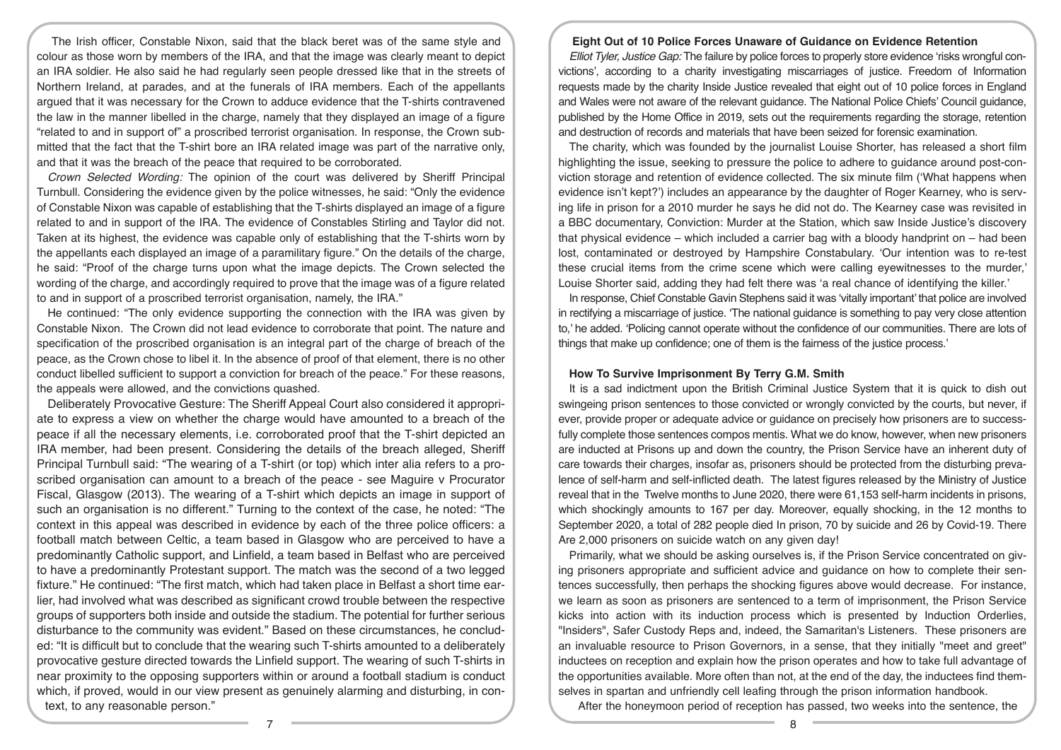The Irish officer, Constable Nixon, said that the black beret was of the same style and colour as those worn by members of the IRA, and that the image was clearly meant to depict an IRA soldier. He also said he had regularly seen people dressed like that in the streets of Northern Ireland, at parades, and at the funerals of IRA members. Each of the appellants argued that it was necessary for the Crown to adduce evidence that the T-shirts contravened the law in the manner libelled in the charge, namely that they displayed an image of a figure "related to and in support of" a proscribed terrorist organisation. In response, the Crown submitted that the fact that the T-shirt bore an IRA related image was part of the narrative only, and that it was the breach of the peace that required to be corroborated.

*Crown Selected Wording:* The opinion of the court was delivered by Sheriff Principal Turnbull. Considering the evidence given by the police witnesses, he said: "Only the evidence of Constable Nixon was capable of establishing that the T-shirts displayed an image of a figure related to and in support of the IRA. The evidence of Constables Stirling and Taylor did not. Taken at its highest, the evidence was capable only of establishing that the T-shirts worn by the appellants each displayed an image of a paramilitary figure." On the details of the charge, he said: "Proof of the charge turns upon what the image depicts. The Crown selected the wording of the charge, and accordingly required to prove that the image was of a figure related to and in support of a proscribed terrorist organisation, namely, the IRA."

He continued: "The only evidence supporting the connection with the IRA was given by Constable Nixon. The Crown did not lead evidence to corroborate that point. The nature and specification of the proscribed organisation is an integral part of the charge of breach of the peace, as the Crown chose to libel it. In the absence of proof of that element, there is no other conduct libelled sufficient to support a conviction for breach of the peace." For these reasons, the appeals were allowed, and the convictions quashed.

Deliberately Provocative Gesture: The Sheriff Appeal Court also considered it appropriate to express a view on whether the charge would have amounted to a breach of the peace if all the necessary elements, i.e. corroborated proof that the T-shirt depicted an IRA member, had been present. Considering the details of the breach alleged, Sheriff Principal Turnbull said: "The wearing of a T-shirt (or top) which inter alia refers to a proscribed organisation can amount to a breach of the peace - see Maguire v Procurator Fiscal, Glasgow (2013). The wearing of a T-shirt which depicts an image in support of such an organisation is no different." Turning to the context of the case, he noted: "The context in this appeal was described in evidence by each of the three police officers: a football match between Celtic, a team based in Glasgow who are perceived to have a predominantly Catholic support, and Linfield, a team based in Belfast who are perceived to have a predominantly Protestant support. The match was the second of a two legged fixture." He continued: "The first match, which had taken place in Belfast a short time earlier, had involved what was described as significant crowd trouble between the respective groups of supporters both inside and outside the stadium. The potential for further serious disturbance to the community was evident." Based on these circumstances, he concluded: "It is difficult but to conclude that the wearing such T-shirts amounted to a deliberately provocative gesture directed towards the Linfield support. The wearing of such T-shirts in near proximity to the opposing supporters within or around a football stadium is conduct which, if proved, would in our view present as genuinely alarming and disturbing, in context, to any reasonable person."

## Eight Out of 10 Police Forces Unaware of Guidance on Evidence Retention

*Elliot Tyler, Justice Gap:* The failure by police forces to properly store evidence 'risks wrongful convictions', according to a charity investigating miscarriages of justice. Freedom of Information requests made by the charity Inside Justice revealed that eight out of 10 police forces in England and Wales were not aware of the relevant guidance. The National Police Chiefs' Council guidance, published by the Home Office in 2019, sets out the requirements regarding the storage, retention and destruction of records and materials that have been seized for forensic examination.

The charity, which was founded by the journalist Louise Shorter, has released a short film highlighting the issue, seeking to pressure the police to adhere to guidance around post-conviction storage and retention of evidence collected. The six minute film ('What happens when evidence isn't kept?') includes an appearance by the daughter of Roger Kearney, who is serving life in prison for a 2010 murder he says he did not do. The Kearney case was revisited in a BBC documentary, Conviction: Murder at the Station, which saw Inside Justice's discovery that physical evidence – which included a carrier bag with a bloody handprint on – had been lost, contaminated or destroyed by Hampshire Constabulary. 'Our intention was to re-test these crucial items from the crime scene which were calling eyewitnesses to the murder,' Louise Shorter said, adding they had felt there was 'a real chance of identifying the killer.'

In response, Chief Constable Gavin Stephens said it was 'vitally important' that police are involved in rectifying a miscarriage of justice. 'The national guidance is something to pay very close attention to,' he added. 'Policing cannot operate without the confidence of our communities. There are lots of things that make up confidence; one of them is the fairness of the justice process.'

## How To Survive Imprisonment By Terry G.M. Smith

It is a sad indictment upon the British Criminal Justice System that it is quick to dish out swingeing prison sentences to those convicted or wrongly convicted by the courts, but never, if ever, provide proper or adequate advice or guidance on precisely how prisoners are to successfully complete those sentences compos mentis. What we do know, however, when new prisoners are inducted at Prisons up and down the country, the Prison Service have an inherent duty of care towards their charges, insofar as, prisoners should be protected from the disturbing prevalence of self-harm and self-inflicted death. The latest figures released by the Ministry of Justice reveal that in the Twelve months to June 2020, there were 61,153 self-harm incidents in prisons, which shockingly amounts to 167 per day. Moreover, equally shocking, in the 12 months to September 2020, a total of 282 people died In prison, 70 by suicide and 26 by Covid-19. There Are 2,000 prisoners on suicide watch on any given day!

Primarily, what we should be asking ourselves is, if the Prison Service concentrated on giving prisoners appropriate and sufficient advice and guidance on how to complete their sentences successfully, then perhaps the shocking figures above would decrease. For instance, we learn as soon as prisoners are sentenced to a term of imprisonment, the Prison Service kicks into action with its induction process which is presented by Induction Orderlies, "Insiders", Safer Custody Reps and, indeed, the Samaritan's Listeners. These prisoners are an invaluable resource to Prison Governors, in a sense, that they initially "meet and greet" inductees on reception and explain how the prison operates and how to take full advantage of the opportunities available. More often than not, at the end of the day, the inductees find themselves in spartan and unfriendly cell leafing through the prison information handbook.

After the honeymoon period of reception has passed, two weeks into the sentence, the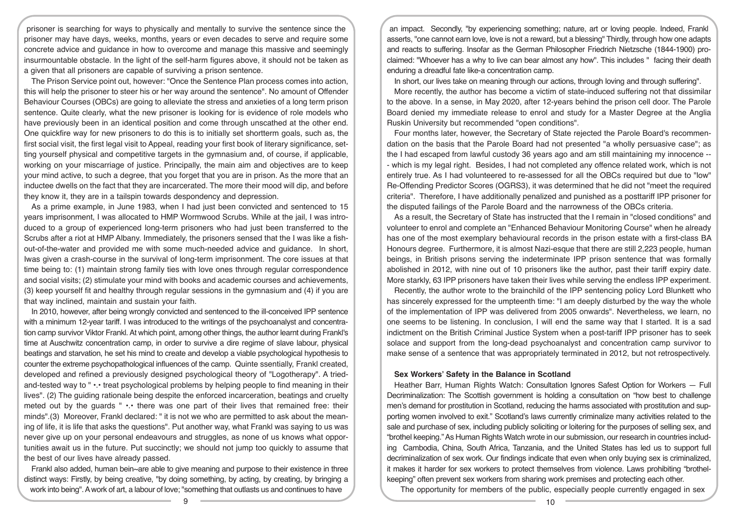prisoner is searching for ways to physically and mentally to survive the sentence since the prisoner may have days, weeks, months, years or even decades to serve and require some concrete advice and guidance in how to overcome and manage this massive and seemingly insurmountable obstacle. In the light of the self-harm figures above, it should not be taken as a given that all prisoners are capable of surviving a prison sentence.

The Prison Service point out, however: "Once the Sentence Plan process comes into action, this will help the prisoner to steer his or her way around the sentence". No amount of Offender Behaviour Courses (OBCs) are going to alleviate the stress and anxieties of a long term prison sentence. Quite clearly, what the new prisoner is looking for is evidence of role models who have previously been in an identical position and come through unscathed at the other end. One quickfire way for new prisoners to do this is to initially set shortterm goals, such as, the first social visit, the first legal visit to Appeal, reading your first book of literary significance, setting yourself physical and competitive targets in the gymnasium and, of course, if applicable, working on your miscarriage of justice. Principally, the main aim and objectives are to keep your mind active, to such a degree, that you forget that you are in prison. As the more that an inductee dwells on the fact that they are incarcerated. The more their mood will dip, and before they know it, they are in a tailspin towards despondency and depression.

As a prime example, in June 1983, when I had just been convicted and sentenced to 15 years imprisonment, I was allocated to HMP Wormwood Scrubs. While at the jail, I was introduced to a group of experienced long-term prisoners who had just been transferred to the Scrubs after a riot at HMP Albany. Immediately, the prisoners sensed that the I was like a fish-out-of-the-water and provided me with some much-needed advice and guidance. In short, Iwas given a crash-course in the survival of long-term imprisonment. The core issues at that time being to: (1) maintain strong family ties with love ones through regular correspondence and social visits; (2) stimulate your mind with books and academic courses and achievements, (3) keep yourself fit and healthy through regular sessions in the gymnasium and (4) if you are that way inclined, maintain and sustain your faith.

In 2010, however, after being wrongly convicted and sentenced to the ill-conceived IPP sentence with a minimum 12-year tariff. I was introduced to the writings of the psychoanalyst and concentration camp survivor Viktor Frankl. At which point, among other things, the author learnt during Frankl's time at Auschwitz concentration camp, in order to survive a dire regime of slave labour, physical beatings and starvation, he set his mind to create and develop a viable psychological hypothesis to counter the extreme psychopathological influences of the camp. Quinte ssentially, Frankl created, developed and refined a previously designed psychological theory of "Logotherapy". A tried-and-tested way to " •.• treat psychological problems by helping people to find meaning in their lives". (2) The guiding rationale being despite the enforced incarceration, beatings and cruelty meted out by the guards " •.• there was one part of their lives that remained free: their minds".(3) Moreover, Frankl declared: " it is not we who are permitted to ask about the meaning of life, it is life that asks the questions". Put another way, what Frankl was saying to us was never give up on your personal endeavours and struggles, as none of us knows what opportunities await us in the future. Put succinctly; we should not jump too quickly to assume that the best of our lives have already passed.

Frankl also added, human bein~are able to give meaning and purpose to their existence in three distinct ways: Firstly, by being creative, "by doing something, by acting, by creating, by bringing a work into being". A work of art, a labour of love; "something that outlasts us and continues to have an impact. Secondly, "by experiencing something; nature, art or loving people. Indeed, Frankl asserts, "one cannot earn love, love is not a reward, but a blessing" Thirdly, through how one adapts and reacts to suffering. Insofar as the German Philosopher Friedrich Nietzsche (1844-1900) proclaimed: "Whoever has a why to live can bear almost any how". This includes " facing their death enduring a dreadful fate like-a concentration camp.

In short, our lives take on meaning through our actions, through loving and through suffering".

More recently, the author has become a victim of state-induced suffering not that dissimilar to the above. In a sense, in May 2020, after 12-years behind the prison cell door. The Parole Board denied my immediate release to enrol and study for a Master Degree at the Anglia Ruskin University but recommended "open conditions".

Four months later, however, the Secretary of State rejected the Parole Board's recommendation on the basis that the Parole Board had not presented "a wholly persuasive case"; as the I had escaped from lawful custody 36 years ago and am still maintaining my innocence --- which is my legal right. Besides, I had not completed any offence related work, which is not entirely true. As I had volunteered to re-assessed for all the OBCs required but due to "low" Re-Offending Predictor Scores (OGRS3), it was determined that he did not "meet the required criteria". Therefore, I have additionally penalized and punished as a posttariff IPP prisoner for the disputed failings of the Parole Board and the narrowness of the OBCs criteria.

As a result, the Secretary of State has instructed that the I remain in "closed conditions" and volunteer to enrol and complete an "Enhanced Behaviour Monitoring Course" when he already has one of the most exemplary behavioural records in the prison estate with a first-class BA Honours degree. Furthermore, it is almost Nazi-esque that there are still 2,223 people, human beings, in British prisons serving the indeterminate IPP prison sentence that was formally abolished in 2012, with nine out of 10 prisoners like the author, past their tariff expiry date. More starkly, 63 IPP prisoners have taken their lives while serving the endless IPP experiment.

Recently, the author wrote to the brainchild of the IPP sentencing policy Lord Blunkett who has sincerely expressed for the umpteenth time: "I am deeply disturbed by the way the whole of the implementation of IPP was delivered from 2005 onwards". Nevertheless, we learn, no one seems to be listening. In conclusion, I will end the same way that I started. It is a sad indictment on the British Criminal Justice System when a post-tariff IPP prisoner has to seek solace and support from the long-dead psychoanalyst and concentration camp survivor to make sense of a sentence that was appropriately terminated in 2012, but not retrospectively.

## Sex Workers' Safety in the Balance in Scotland

Heather Barr, Human Rights Watch: Consultation Ignores Safest Option for Workers — Full Decriminalization: The Scottish government is holding a consultation on "how best to challenge men's demand for prostitution in Scotland, reducing the harms associated with prostitution and supporting women involved to exit." Scotland's laws currently criminalize many activities related to the sale and purchase of sex, including publicly soliciting or loitering for the purposes of selling sex, and "brothel keeping." As Human Rights Watch wrote in our submission, our research in countries including Cambodia, China, South Africa, Tanzania, and the United States has led us to support full decriminalization of sex work. Our findings indicate that even when only buying sex is criminalized, it makes it harder for sex workers to protect themselves from violence. Laws prohibiting "brothel-keeping" often prevent sex workers from sharing work premises and protecting each other.

The opportunity for members of the public, especially people currently engaged in sex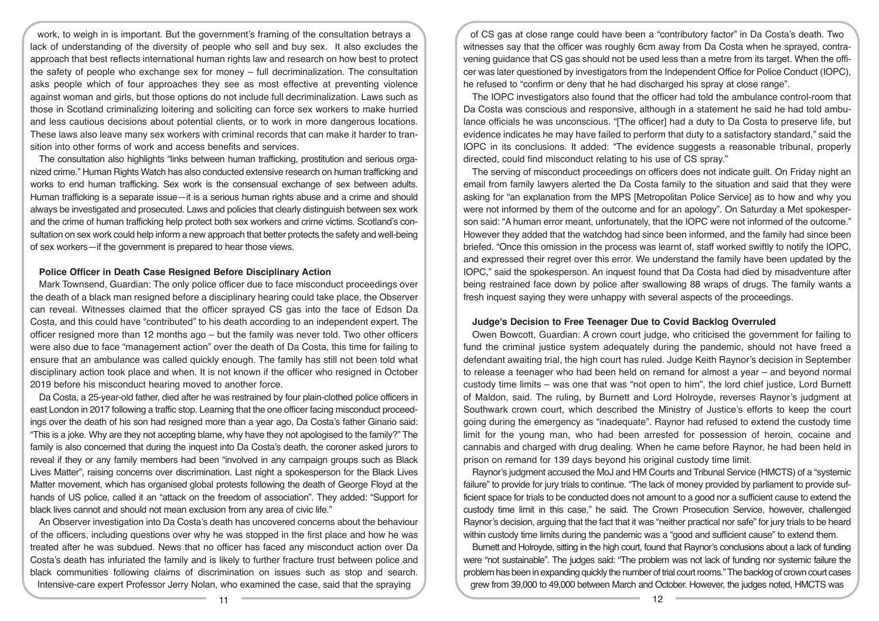work, to weigh in is important. But the government's framing of the consultation betrays a lack of understanding of the diversity of people who sell and buy sex. It also excludes the approach that best reflects international human rights law and research on how best to protect the safety of people who exchange sex for money – full decriminalization. The consultation asks people which of four approaches they see as most effective at preventing violence against woman and girls, but those options do not include full decriminalization. Laws such as those in Scotland criminalizing loitering and soliciting can force sex workers to make hurried and less cautious decisions about potential clients, or to work in more dangerous locations. These laws also leave many sex workers with criminal records that can make it harder to transition into other forms of work and access benefits and services.

The consultation also highlights "links between human trafficking, prostitution and serious organized crime." Human Rights Watch has also conducted extensive research on human trafficking and works to end human trafficking. Sex work is the consensual exchange of sex between adults. Human trafficking is a separate issue—it is a serious human rights abuse and a crime and should always be investigated and prosecuted. Laws and policies that clearly distinguish between sex work and the crime of human trafficking help protect both sex workers and crime victims. Scotland's consultation on sex work could help inform a new approach that better protects the safety and well-being of sex workers—if the government is prepared to hear those views.

**Police Officer in Death Case Resigned Before Disciplinary Action**

Mark Townsend, Guardian: The only police officer due to face misconduct proceedings over the death of a black man resigned before a disciplinary hearing could take place, the Observer can reveal. Witnesses claimed that the officer sprayed CS gas into the face of Edson Da Costa, and this could have "contributed" to his death according to an independent expert. The officer resigned more than 12 months ago – but the family was never told. Two other officers were also due to face "management action" over the death of Da Costa, this time for failing to ensure that an ambulance was called quickly enough. The family has still not been told what disciplinary action took place and when. It is not known if the officer who resigned in October 2019 before his misconduct hearing moved to another force.

Da Costa, a 25-year-old father, died after he was restrained by four plain-clothed police officers in east London in 2017 following a traffic stop. Learning that the one officer facing misconduct proceedings over the death of his son had resigned more than a year ago, Da Costa's father Ginario said: "This is a joke. Why are they not accepting blame, why have they not apologised to the family?" The family is also concerned that during the inquest into Da Costa's death, the coroner asked jurors to reveal if they or any family members had been "involved in any campaign groups such as Black Lives Matter", raising concerns over discrimination. Last night a spokesperson for the Black Lives Matter movement, which has organised global protests following the death of George Floyd at the hands of US police, called it an "attack on the freedom of association". They added: "Support for black lives cannot and should not mean exclusion from any area of civic life."

An Observer investigation into Da Costa's death has uncovered concerns about the behaviour of the officers, including questions over why he was stopped in the first place and how he was treated after he was subdued. News that no officer has faced any misconduct action over Da Costa's death has infuriated the family and is likely to further fracture trust between police and black communities following claims of discrimination on issues such as stop and search. Intensive-care expert Professor Jerry Nolan, who examined the case, said that the spraying of CS gas at close range could have been a "contributory factor" in Da Costa's death. Two witnesses say that the officer was roughly 6cm away from Da Costa when he sprayed, contravening guidance that CS gas should not be used less than a metre from its target. When the officer was later questioned by investigators from the Independent Office for Police Conduct (IOPC), he refused to "confirm or deny that he had discharged his spray at close range".

The IOPC investigators also found that the officer had told the ambulance control-room that Da Costa was conscious and responsive, although in a statement he said he had told ambulance officials he was unconscious. "[The officer] had a duty to Da Costa to preserve life, but evidence indicates he may have failed to perform that duty to a satisfactory standard," said the IOPC in its conclusions. It added: "The evidence suggests a reasonable tribunal, properly directed, could find misconduct relating to his use of CS spray."

The serving of misconduct proceedings on officers does not indicate guilt. On Friday night an email from family lawyers alerted the Da Costa family to the situation and said that they were asking for "an explanation from the MPS [Metropolitan Police Service] as to how and why you were not informed by them of the outcome and for an apology". On Saturday a Met spokesperson said: "A human error meant, unfortunately, that the IOPC were not informed of the outcome." However they added that the watchdog had since been informed, and the family had since been briefed. "Once this omission in the process was learnt of, staff worked swiftly to notify the IOPC, and expressed their regret over this error. We understand the family have been updated by the IOPC," said the spokesperson. An inquest found that Da Costa had died by misadventure after being restrained face down by police after swallowing 88 wraps of drugs. The family wants a fresh inquest saying they were unhappy with several aspects of the proceedings.

**Judge's Decision to Free Teenager Due to Covid Backlog Overruled**

Owen Bowcott, Guardian: A crown court judge, who criticised the government for failing to fund the criminal justice system adequately during the pandemic, should not have freed a defendant awaiting trial, the high court has ruled. Judge Keith Raynor's decision in September to release a teenager who had been held on remand for almost a year – and beyond normal custody time limits – was one that was "not open to him", the lord chief justice, Lord Burnett of Maldon, said. The ruling, by Burnett and Lord Holroyde, reverses Raynor's judgment at Southwark crown court, which described the Ministry of Justice's efforts to keep the court going during the emergency as "inadequate". Raynor had refused to extend the custody time limit for the young man, who had been arrested for possession of heroin, cocaine and cannabis and charged with drug dealing. When he came before Raynor, he had been held in prison on remand for 139 days beyond his original custody time limit.

Raynor's judgment accused the MoJ and HM Courts and Tribunal Service (HMCTS) of a "systemic failure" to provide for jury trials to continue. "The lack of money provided by parliament to provide sufficient space for trials to be conducted does not amount to a good nor a sufficient cause to extend the custody time limit in this case," he said. The Crown Prosecution Service, however, challenged Raynor's decision, arguing that the fact that it was "neither practical nor safe" for jury trials to be heard within custody time limits during the pandemic was a "good and sufficient cause" to extend them.

Burnett and Holroyde, sitting in the high court, found that Raynor's conclusions about a lack of funding were "not sustainable". The judges said: "The problem was not lack of funding nor systemic failure the problem has been in expanding quickly the number of trial court rooms." The backlog of crown court cases grew from 39,000 to 49,000 between March and October. However, the judges noted, HMCTS was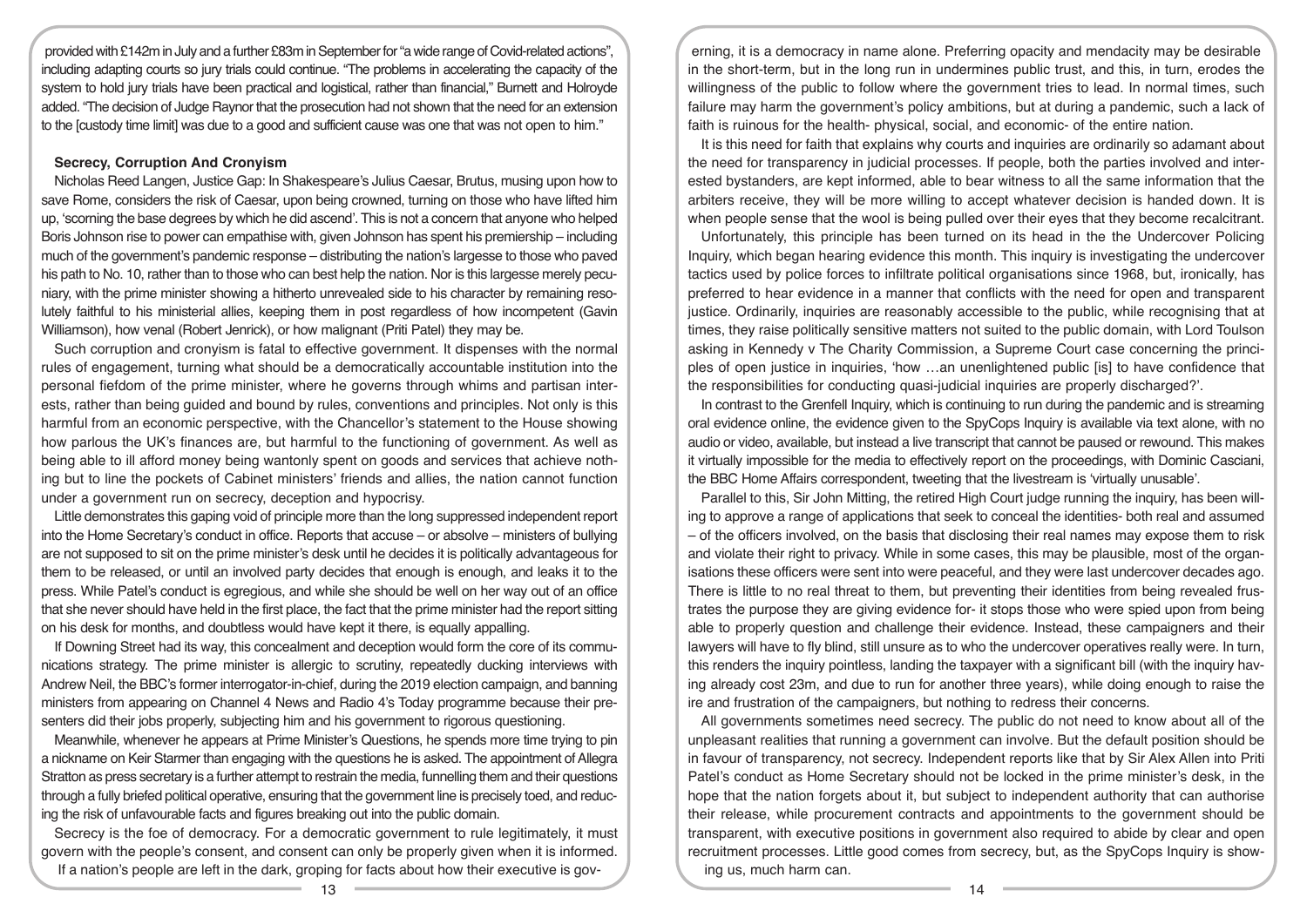provided with £142m in July and a further £83m in September for "a wide range of Covid-related actions", including adapting courts so jury trials could continue. "The problems in accelerating the capacity of the system to hold jury trials have been practical and logistical, rather than financial," Burnett and Holroyde added. "The decision of Judge Raynor that the prosecution had not shown that the need for an extension to the [custody time limit] was due to a good and sufficient cause was one that was not open to him."

## Secrecy, Corruption And Cronyism

Nicholas Reed Langen, Justice Gap: In Shakespeare's Julius Caesar, Brutus, musing upon how to save Rome, considers the risk of Caesar, upon being crowned, turning on those who have lifted him up, 'scorning the base degrees by which he did ascend'. This is not a concern that anyone who helped Boris Johnson rise to power can empathise with, given Johnson has spent his premiership – including much of the government's pandemic response – distributing the nation's largesse to those who paved his path to No. 10, rather than to those who can best help the nation. Nor is this largesse merely pecuniary, with the prime minister showing a hitherto unrevealed side to his character by remaining resolutely faithful to his ministerial allies, keeping them in post regardless of how incompetent (Gavin Williamson), how venal (Robert Jenrick), or how malignant (Priti Patel) they may be.

Such corruption and cronyism is fatal to effective government. It dispenses with the normal rules of engagement, turning what should be a democratically accountable institution into the personal fiefdom of the prime minister, where he governs through whims and partisan interests, rather than being guided and bound by rules, conventions and principles. Not only is this harmful from an economic perspective, with the Chancellor's statement to the House showing how parlous the UK's finances are, but harmful to the functioning of government. As well as being able to ill afford money being wantonly spent on goods and services that achieve nothing but to line the pockets of Cabinet ministers' friends and allies, the nation cannot function under a government run on secrecy, deception and hypocrisy.

Little demonstrates this gaping void of principle more than the long suppressed independent report into the Home Secretary's conduct in office. Reports that accuse – or absolve – ministers of bullying are not supposed to sit on the prime minister's desk until he decides it is politically advantageous for them to be released, or until an involved party decides that enough is enough, and leaks it to the press. While Patel's conduct is egregious, and while she should be well on her way out of an office that she never should have held in the first place, the fact that the prime minister had the report sitting on his desk for months, and doubtless would have kept it there, is equally appalling.

If Downing Street had its way, this concealment and deception would form the core of its communications strategy. The prime minister is allergic to scrutiny, repeatedly ducking interviews with Andrew Neil, the BBC's former interrogator-in-chief, during the 2019 election campaign, and banning ministers from appearing on Channel 4 News and Radio 4's Today programme because their presenters did their jobs properly, subjecting him and his government to rigorous questioning.

Meanwhile, whenever he appears at Prime Minister's Questions, he spends more time trying to pin a nickname on Keir Starmer than engaging with the questions he is asked. The appointment of Allegra Stratton as press secretary is a further attempt to restrain the media, funnelling them and their questions through a fully briefed political operative, ensuring that the government line is precisely toed, and reducing the risk of unfavourable facts and figures breaking out into the public domain.

Secrecy is the foe of democracy. For a democratic government to rule legitimately, it must govern with the people's consent, and consent can only be properly given when it is informed. If a nation's people are left in the dark, groping for facts about how their executive is governing, it is a democracy in name alone. Preferring opacity and mendacity may be desirable in the short-term, but in the long run in undermines public trust, and this, in turn, erodes the willingness of the public to follow where the government tries to lead. In normal times, such failure may harm the government's policy ambitions, but at during a pandemic, such a lack of faith is ruinous for the health- physical, social, and economic- of the entire nation.

It is this need for faith that explains why courts and inquiries are ordinarily so adamant about the need for transparency in judicial processes. If people, both the parties involved and interested bystanders, are kept informed, able to bear witness to all the same information that the arbiters receive, they will be more willing to accept whatever decision is handed down. It is when people sense that the wool is being pulled over their eyes that they become recalcitrant.

Unfortunately, this principle has been turned on its head in the the Undercover Policing Inquiry, which began hearing evidence this month. This inquiry is investigating the undercover tactics used by police forces to infiltrate political organisations since 1968, but, ironically, has preferred to hear evidence in a manner that conflicts with the need for open and transparent justice. Ordinarily, inquiries are reasonably accessible to the public, while recognising that at times, they raise politically sensitive matters not suited to the public domain, with Lord Toulson asking in Kennedy v The Charity Commission, a Supreme Court case concerning the principles of open justice in inquiries, 'how …an unenlightened public [is] to have confidence that the responsibilities for conducting quasi-judicial inquiries are properly discharged?'.

In contrast to the Grenfell Inquiry, which is continuing to run during the pandemic and is streaming oral evidence online, the evidence given to the SpyCops Inquiry is available via text alone, with no audio or video, available, but instead a live transcript that cannot be paused or rewound. This makes it virtually impossible for the media to effectively report on the proceedings, with Dominic Casciani, the BBC Home Affairs correspondent, tweeting that the livestream is 'virtually unusable'.

Parallel to this, Sir John Mitting, the retired High Court judge running the inquiry, has been willing to approve a range of applications that seek to conceal the identities- both real and assumed – of the officers involved, on the basis that disclosing their real names may expose them to risk and violate their right to privacy. While in some cases, this may be plausible, most of the organisations these officers were sent into were peaceful, and they were last undercover decades ago. There is little to no real threat to them, but preventing their identities from being revealed frustrates the purpose they are giving evidence for- it stops those who were spied upon from being able to properly question and challenge their evidence. Instead, these campaigners and their lawyers will have to fly blind, still unsure as to who the undercover operatives really were. In turn, this renders the inquiry pointless, landing the taxpayer with a significant bill (with the inquiry having already cost 23m, and due to run for another three years), while doing enough to raise the ire and frustration of the campaigners, but nothing to redress their concerns.

All governments sometimes need secrecy. The public do not need to know about all of the unpleasant realities that running a government can involve. But the default position should be in favour of transparency, not secrecy. Independent reports like that by Sir Alex Allen into Priti Patel's conduct as Home Secretary should not be locked in the prime minister's desk, in the hope that the nation forgets about it, but subject to independent authority that can authorise their release, while procurement contracts and appointments to the government should be transparent, with executive positions in government also required to abide by clear and open recruitment processes. Little good comes from secrecy, but, as the SpyCops Inquiry is showing us, much harm can.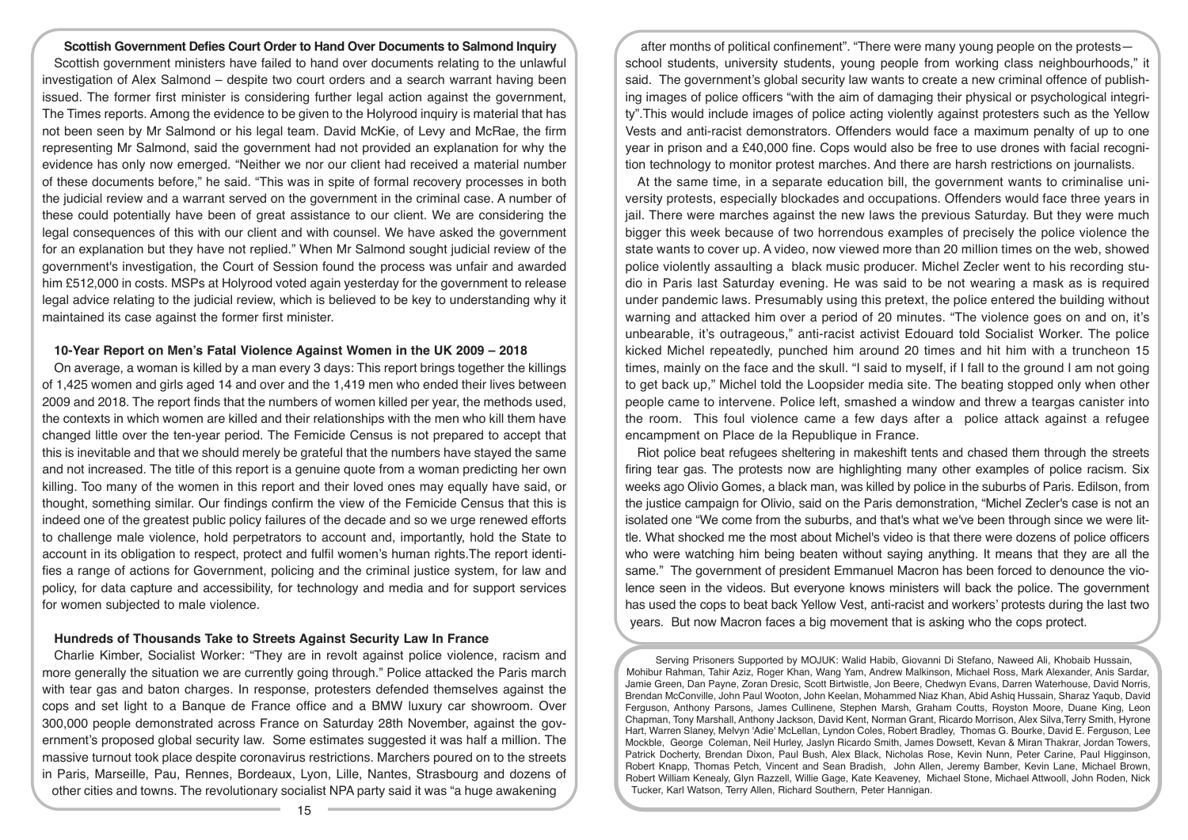### Scottish Government Defies Court Order to Hand Over Documents to Salmond Inquiry

Scottish government ministers have failed to hand over documents relating to the unlawful investigation of Alex Salmond – despite two court orders and a search warrant having been issued. The former first minister is considering further legal action against the government, The Times reports. Among the evidence to be given to the Holyrood inquiry is material that has not been seen by Mr Salmond or his legal team. David McKie, of Levy and McRae, the firm representing Mr Salmond, said the government had not provided an explanation for why the evidence has only now emerged. "Neither we nor our client had received a material number of these documents before," he said. "This was in spite of formal recovery processes in both the judicial review and a warrant served on the government in the criminal case. A number of these could potentially have been of great assistance to our client. We are considering the legal consequences of this with our client and with counsel. We have asked the government for an explanation but they have not replied." When Mr Salmond sought judicial review of the government's investigation, the Court of Session found the process was unfair and awarded him £512,000 in costs. MSPs at Holyrood voted again yesterday for the government to release legal advice relating to the judicial review, which is believed to be key to understanding why it maintained its case against the former first minister.

### 10-Year Report on Men's Fatal Violence Against Women in the UK 2009 – 2018

On average, a woman is killed by a man every 3 days: This report brings together the killings of 1,425 women and girls aged 14 and over and the 1,419 men who ended their lives between 2009 and 2018. The report finds that the numbers of women killed per year, the methods used, the contexts in which women are killed and their relationships with the men who kill them have changed little over the ten-year period. The Femicide Census is not prepared to accept that this is inevitable and that we should merely be grateful that the numbers have stayed the same and not increased. The title of this report is a genuine quote from a woman predicting her own killing. Too many of the women in this report and their loved ones may equally have said, or thought, something similar. Our findings confirm the view of the Femicide Census that this is indeed one of the greatest public policy failures of the decade and so we urge renewed efforts to challenge male violence, hold perpetrators to account and, importantly, hold the State to account in its obligation to respect, protect and fulfil women's human rights.The report identifies a range of actions for Government, policing and the criminal justice system, for law and policy, for data capture and accessibility, for technology and media and for support services for women subjected to male violence.

### Hundreds of Thousands Take to Streets Against Security Law In France

Charlie Kimber, Socialist Worker: "They are in revolt against police violence, racism and more generally the situation we are currently going through." Police attacked the Paris march with tear gas and baton charges. In response, protesters defended themselves against the cops and set light to a Banque de France office and a BMW luxury car showroom. Over 300,000 people demonstrated across France on Saturday 28th November, against the government's proposed global security law. Some estimates suggested it was half a million. The massive turnout took place despite coronavirus restrictions. Marchers poured on to the streets in Paris, Marseille, Pau, Rennes, Bordeaux, Lyon, Lille, Nantes, Strasbourg and dozens of other cities and towns. The revolutionary socialist NPA party said it was "a huge awakening after months of political confinement". "There were many young people on the protests—school students, university students, young people from working class neighbourhoods," it said. The government's global security law wants to create a new criminal offence of publishing images of police officers "with the aim of damaging their physical or psychological integrity".This would include images of police acting violently against protesters such as the Yellow Vests and anti-racist demonstrators. Offenders would face a maximum penalty of up to one year in prison and a £40,000 fine. Cops would also be free to use drones with facial recognition technology to monitor protest marches. And there are harsh restrictions on journalists.

At the same time, in a separate education bill, the government wants to criminalise university protests, especially blockades and occupations. Offenders would face three years in jail. There were marches against the new laws the previous Saturday. But they were much bigger this week because of two horrendous examples of precisely the police violence the state wants to cover up. A video, now viewed more than 20 million times on the web, showed police violently assaulting a black music producer. Michel Zecler went to his recording studio in Paris last Saturday evening. He was said to be not wearing a mask as is required under pandemic laws. Presumably using this pretext, the police entered the building without warning and attacked him over a period of 20 minutes. "The violence goes on and on, it's unbearable, it's outrageous," anti-racist activist Edouard told Socialist Worker. The police kicked Michel repeatedly, punched him around 20 times and hit him with a truncheon 15 times, mainly on the face and the skull. "I said to myself, if I fall to the ground I am not going to get back up," Michel told the Loopsider media site. The beating stopped only when other people came to intervene. Police left, smashed a window and threw a teargas canister into the room. This foul violence came a few days after a police attack against a refugee encampment on Place de la Republique in France.

Riot police beat refugees sheltering in makeshift tents and chased them through the streets firing tear gas. The protests now are highlighting many other examples of police racism. Six weeks ago Olivio Gomes, a black man, was killed by police in the suburbs of Paris. Edilson, from the justice campaign for Olivio, said on the Paris demonstration, "Michel Zecler's case is not an isolated one "We come from the suburbs, and that's what we've been through since we were little. What shocked me the most about Michel's video is that there were dozens of police officers who were watching him being beaten without saying anything. It means that they are all the same." The government of president Emmanuel Macron has been forced to denounce the violence seen in the videos. But everyone knows ministers will back the police. The government has used the cops to beat back Yellow Vest, anti-racist and workers' protests during the last two years. But now Macron faces a big movement that is asking who the cops protect.

Serving Prisoners Supported by MOJUK: Walid Habib, Giovanni Di Stefano, Naweed Ali, Khobaib Hussain, Mohibur Rahman, Tahir Aziz, Roger Khan, Wang Yam, Andrew Malkinson, Michael Ross, Mark Alexander, Anis Sardar, Jamie Green, Dan Payne, Zoran Dresic, Scott Birtwistle, Jon Beere, Chedwyn Evans, Darren Waterhouse, David Norris, Brendan McConville, John Paul Wooton, John Keelan, Mohammed Niaz Khan, Abid Ashiq Hussain, Sharaz Yaqub, David Ferguson, Anthony Parsons, James Cullinene, Stephen Marsh, Graham Coutts, Royston Moore, Duane King, Leon Chapman, Tony Marshall, Anthony Jackson, David Kent, Norman Grant, Ricardo Morrison, Alex Silva,Terry Smith, Hyrone Hart, Warren Slaney, Melvyn 'Adie' McLellan, Lyndon Coles, Robert Bradley, Thomas G. Bourke, David E. Ferguson, Lee Mockble, George Coleman, Neil Hurley, Jaslyn Ricardo Smith, James Dowsett, Kevan & Miran Thakrar, Jordan Towers, Patrick Docherty, Brendan Dixon, Paul Bush, Alex Black, Nicholas Rose, Kevin Nunn, Peter Carine, Paul Higginson, Robert Knapp, Thomas Petch, Vincent and Sean Bradish, John Allen, Jeremy Bamber, Kevin Lane, Michael Brown, Robert William Kenealy, Glyn Razzell, Willie Gage, Kate Keaveney, Michael Stone, Michael Attwooll, John Roden, Nick Tucker, Karl Watson, Terry Allen, Richard Southern, Peter Hannigan.